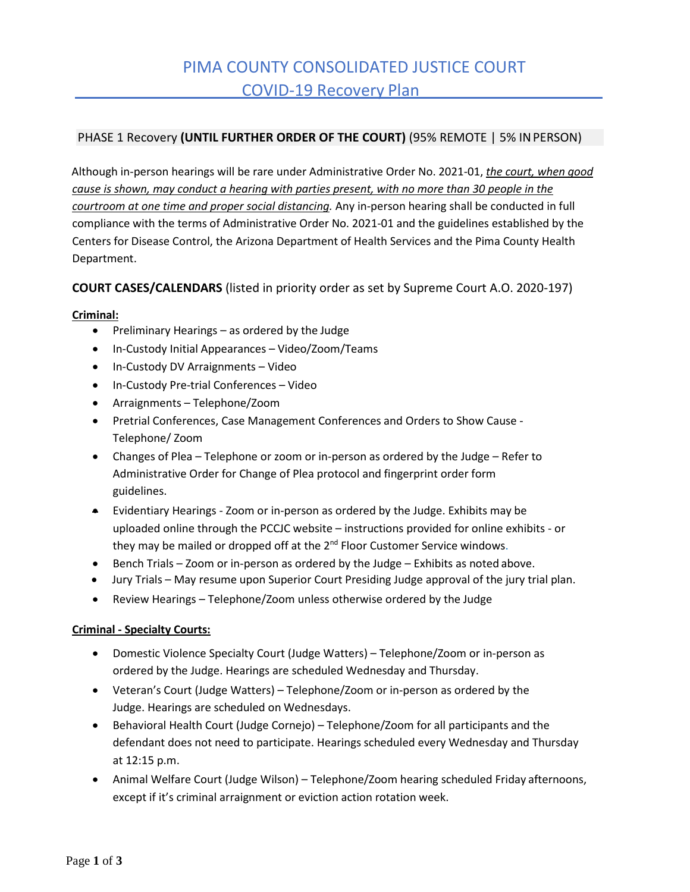# PIMA COUNTY CONSOLIDATED JUSTICE COURT
## COVID-19 Recovery Plan

PHASE 1 Recovery **(UNTIL FURTHER ORDER OF THE COURT)** (95% REMOTE | 5% IN PERSON)

Although in-person hearings will be rare under Administrative Order No. 2021-01, *the court, when good cause is shown, may conduct a hearing with parties present, with no more than 30 people in the courtroom at one time and proper social distancing.* Any in-person hearing shall be conducted in full compliance with the terms of Administrative Order No. 2021-01 and the guidelines established by the Centers for Disease Control, the Arizona Department of Health Services and the Pima County Health Department.

**COURT CASES/CALENDARS** (listed in priority order as set by Supreme Court A.O. 2020-197)

**Criminal:**

- Preliminary Hearings – as ordered by the Judge
- In-Custody Initial Appearances – Video/Zoom/Teams
- In-Custody DV Arraignments – Video
- In-Custody Pre-trial Conferences – Video
- Arraignments – Telephone/Zoom
- Pretrial Conferences, Case Management Conferences and Orders to Show Cause - Telephone/ Zoom
- Changes of Plea – Telephone or zoom or in-person as ordered by the Judge – Refer to Administrative Order for Change of Plea protocol and fingerprint order form guidelines.
- Evidentiary Hearings - Zoom or in-person as ordered by the Judge. Exhibits may be uploaded online through the PCCJC website – instructions provided for online exhibits - or they may be mailed or dropped off at the 2nd Floor Customer Service windows.
- Bench Trials – Zoom or in-person as ordered by the Judge – Exhibits as noted above.
- Jury Trials – May resume upon Superior Court Presiding Judge approval of the jury trial plan.
- Review Hearings – Telephone/Zoom unless otherwise ordered by the Judge

**Criminal - Specialty Courts:**

- Domestic Violence Specialty Court (Judge Watters) – Telephone/Zoom or in-person as ordered by the Judge. Hearings are scheduled Wednesday and Thursday.
- Veteran's Court (Judge Watters) – Telephone/Zoom or in-person as ordered by the Judge. Hearings are scheduled on Wednesdays.
- Behavioral Health Court (Judge Cornejo) – Telephone/Zoom for all participants and the defendant does not need to participate. Hearings scheduled every Wednesday and Thursday at 12:15 p.m.
- Animal Welfare Court (Judge Wilson) – Telephone/Zoom hearing scheduled Friday afternoons, except if it's criminal arraignment or eviction action rotation week.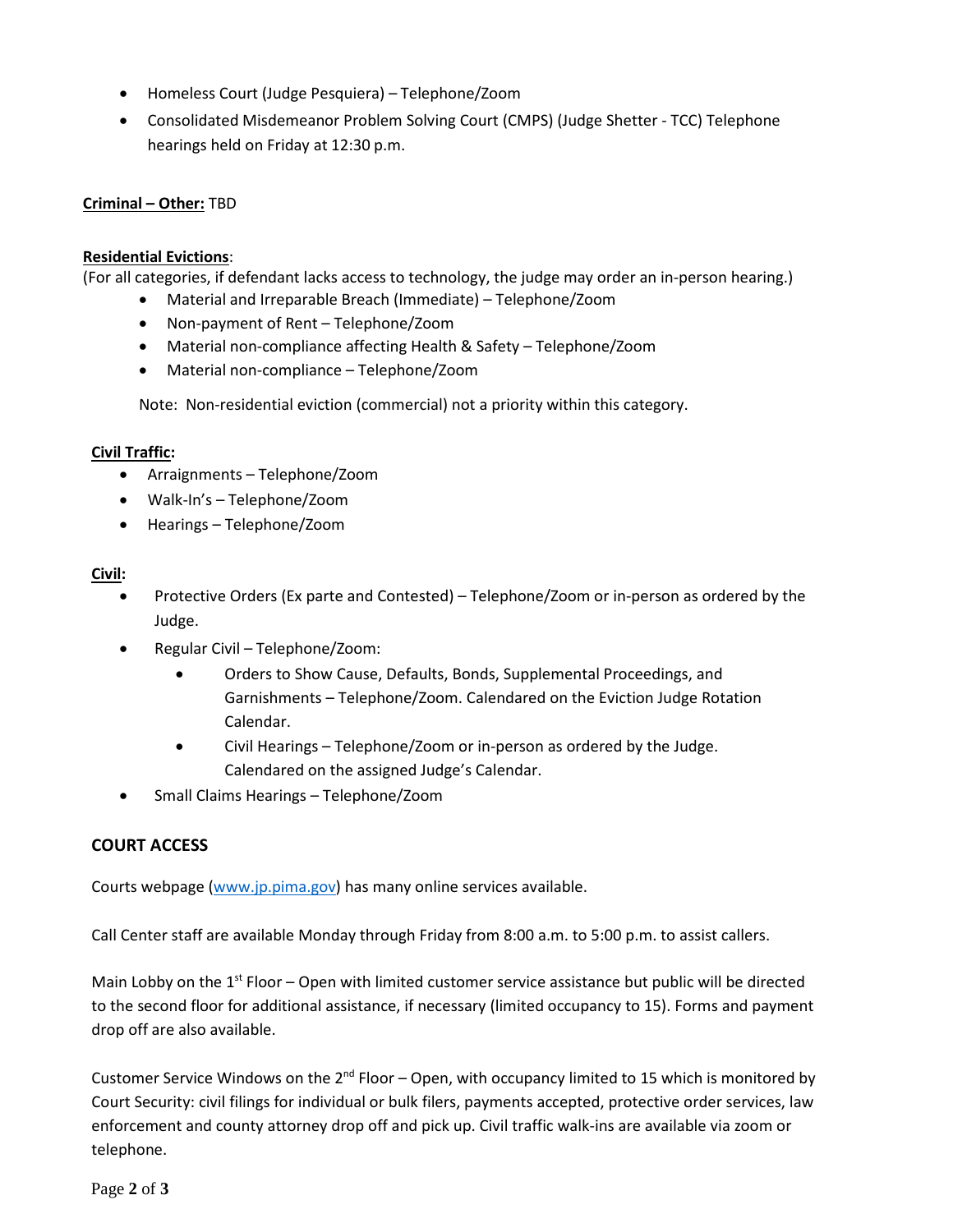- Homeless Court (Judge Pesquiera) – Telephone/Zoom
- Consolidated Misdemeanor Problem Solving Court (CMPS) (Judge Shetter - TCC) Telephone hearings held on Friday at 12:30 p.m.

**Criminal – Other:** TBD

**Residential Evictions**:
(For all categories, if defendant lacks access to technology, the judge may order an in-person hearing.)

- Material and Irreparable Breach (Immediate) – Telephone/Zoom
- Non-payment of Rent – Telephone/Zoom
- Material non-compliance affecting Health & Safety – Telephone/Zoom
- Material non-compliance – Telephone/Zoom

Note: Non-residential eviction (commercial) not a priority within this category.

**Civil Traffic:**

- Arraignments – Telephone/Zoom
- Walk-In's – Telephone/Zoom
- Hearings – Telephone/Zoom

**Civil:**

- Protective Orders (Ex parte and Contested) – Telephone/Zoom or in-person as ordered by the Judge.
- Regular Civil – Telephone/Zoom:
  - Orders to Show Cause, Defaults, Bonds, Supplemental Proceedings, and Garnishments – Telephone/Zoom. Calendared on the Eviction Judge Rotation Calendar.
  - Civil Hearings – Telephone/Zoom or in-person as ordered by the Judge. Calendared on the assigned Judge's Calendar.
- Small Claims Hearings – Telephone/Zoom

## COURT ACCESS

Courts webpage (www.jp.pima.gov) has many online services available.

Call Center staff are available Monday through Friday from 8:00 a.m. to 5:00 p.m. to assist callers.

Main Lobby on the 1st Floor – Open with limited customer service assistance but public will be directed to the second floor for additional assistance, if necessary (limited occupancy to 15). Forms and payment drop off are also available.

Customer Service Windows on the 2nd Floor – Open, with occupancy limited to 15 which is monitored by Court Security: civil filings for individual or bulk filers, payments accepted, protective order services, law enforcement and county attorney drop off and pick up. Civil traffic walk-ins are available via zoom or telephone.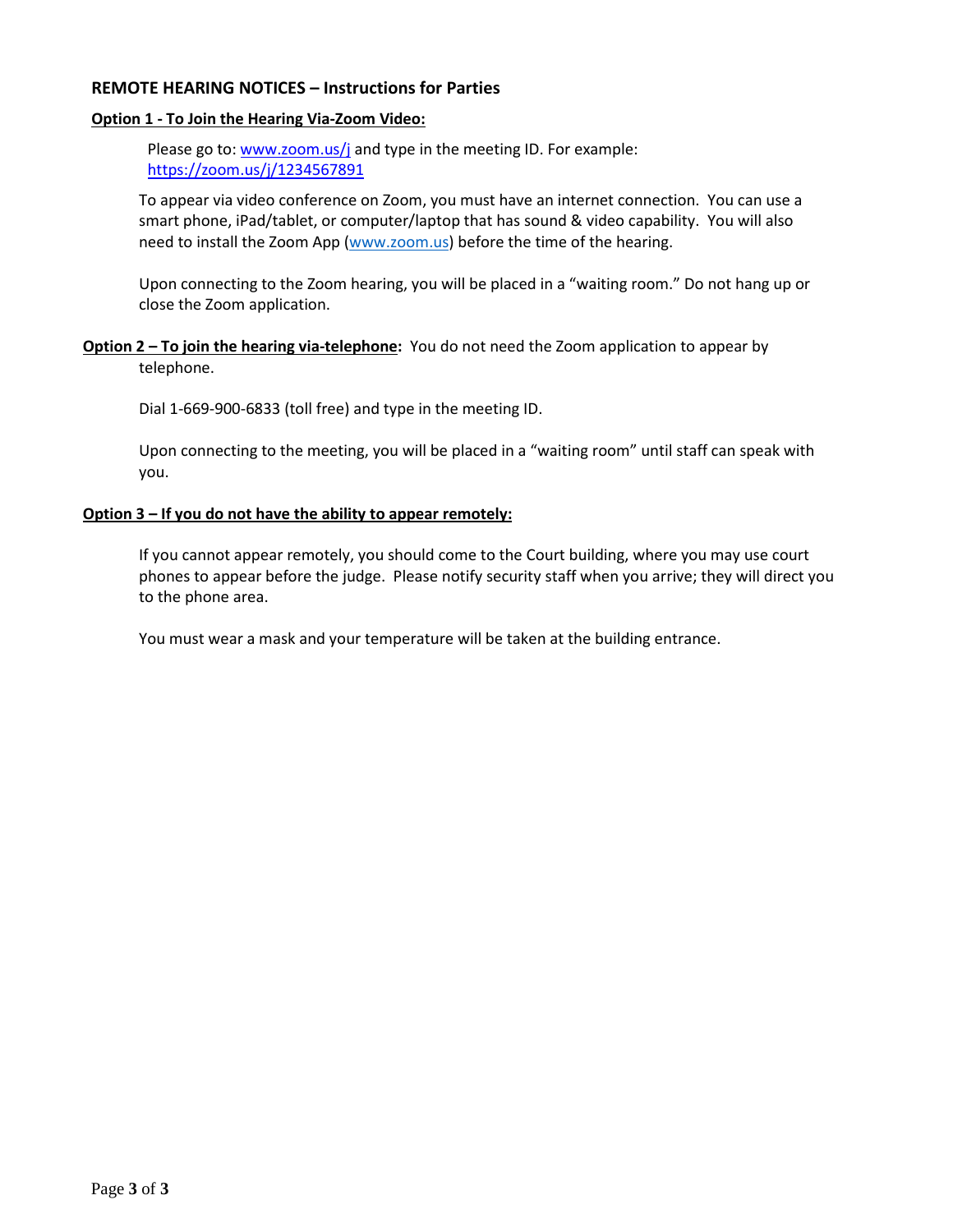## REMOTE HEARING NOTICES – Instructions for Parties

**Option 1 - To Join the Hearing Via-Zoom Video:**

Please go to: www.zoom.us/j and type in the meeting ID. For example: https://zoom.us/j/1234567891

To appear via video conference on Zoom, you must have an internet connection. You can use a smart phone, iPad/tablet, or computer/laptop that has sound & video capability. You will also need to install the Zoom App (www.zoom.us) before the time of the hearing.

Upon connecting to the Zoom hearing, you will be placed in a "waiting room." Do not hang up or close the Zoom application.

**Option 2 – To join the hearing via-telephone:** You do not need the Zoom application to appear by telephone.

Dial 1-669-900-6833 (toll free) and type in the meeting ID.

Upon connecting to the meeting, you will be placed in a "waiting room" until staff can speak with you.

**Option 3 – If you do not have the ability to appear remotely:**

If you cannot appear remotely, you should come to the Court building, where you may use court phones to appear before the judge. Please notify security staff when you arrive; they will direct you to the phone area.

You must wear a mask and your temperature will be taken at the building entrance.